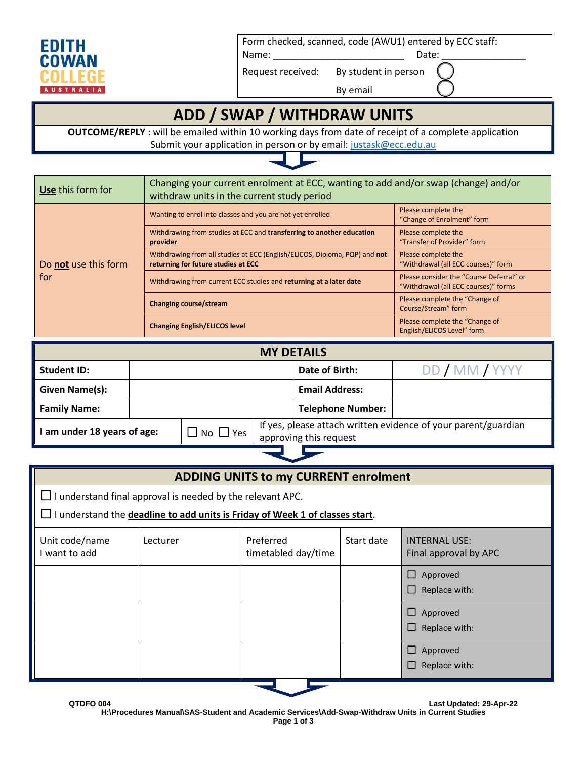EDITH COWAN COLLEGE AUSTRALIA

Form checked, scanned, code (AWU1) entered by ECC staff:
Name: ________________________ Date: _______________

Request received: By student in person ◯
By email ◯

# ADD / SWAP / WITHDRAW UNITS

**OUTCOME/REPLY** : will be emailed within 10 working days from date of receipt of a complete application
Submit your application in person or by email: justask@ecc.edu.au

| **Use** this form for | Changing your current enrolment at ECC, wanting to add and/or swap (change) and/or withdraw units in the current study period | |
|---|---|---|
| Do **not** use this form for | Wanting to enrol into classes and you are not yet enrolled | Please complete the "Change of Enrolment" form |
| | Withdrawing from studies at ECC and **transferring to another education provider** | Please complete the "Transfer of Provider" form |
| | Withdrawing from all studies at ECC (English/ELICOS, Diploma, PQP) and **not returning for future studies at ECC** | Please complete the "Withdrawal (all ECC courses)" form |
| | Withdrawing from current ECC studies and **returning at a later date** | Please consider the "Course Deferral" or "Withdrawal (all ECC courses)" forms |
| | **Changing course/stream** | Please complete the "Change of Course/Stream" form |
| | **Changing English/ELICOS level** | Please complete the "Change of English/ELICOS Level" form |

## MY DETAILS

| | | | |
|---|---|---|---|
| **Student ID:** | | **Date of Birth:** | DD / MM / YYYY |
| **Given Name(s):** | | **Email Address:** | |
| **Family Name:** | | **Telephone Number:** | |
| **I am under 18 years of age:** | ☐ No ☐ Yes | If yes, please attach written evidence of your parent/guardian approving this request | |

## ADDING UNITS to my CURRENT enrolment

☐ I understand final approval is needed by the relevant APC.

☐ I understand the **deadline to add units is Friday of Week 1 of classes start**.

| Unit code/name I want to add | Lecturer | Preferred timetabled day/time | Start date | INTERNAL USE: Final approval by APC |
|---|---|---|---|---|
| | | | | ☐ Approved ☐ Replace with: |
| | | | | ☐ Approved ☐ Replace with: |
| | | | | ☐ Approved ☐ Replace with: |

QTDFO 004 Last Updated: 29-Apr-22
H:\Procedures Manual\SAS-Student and Academic Services\Add-Swap-Withdraw Units in Current Studies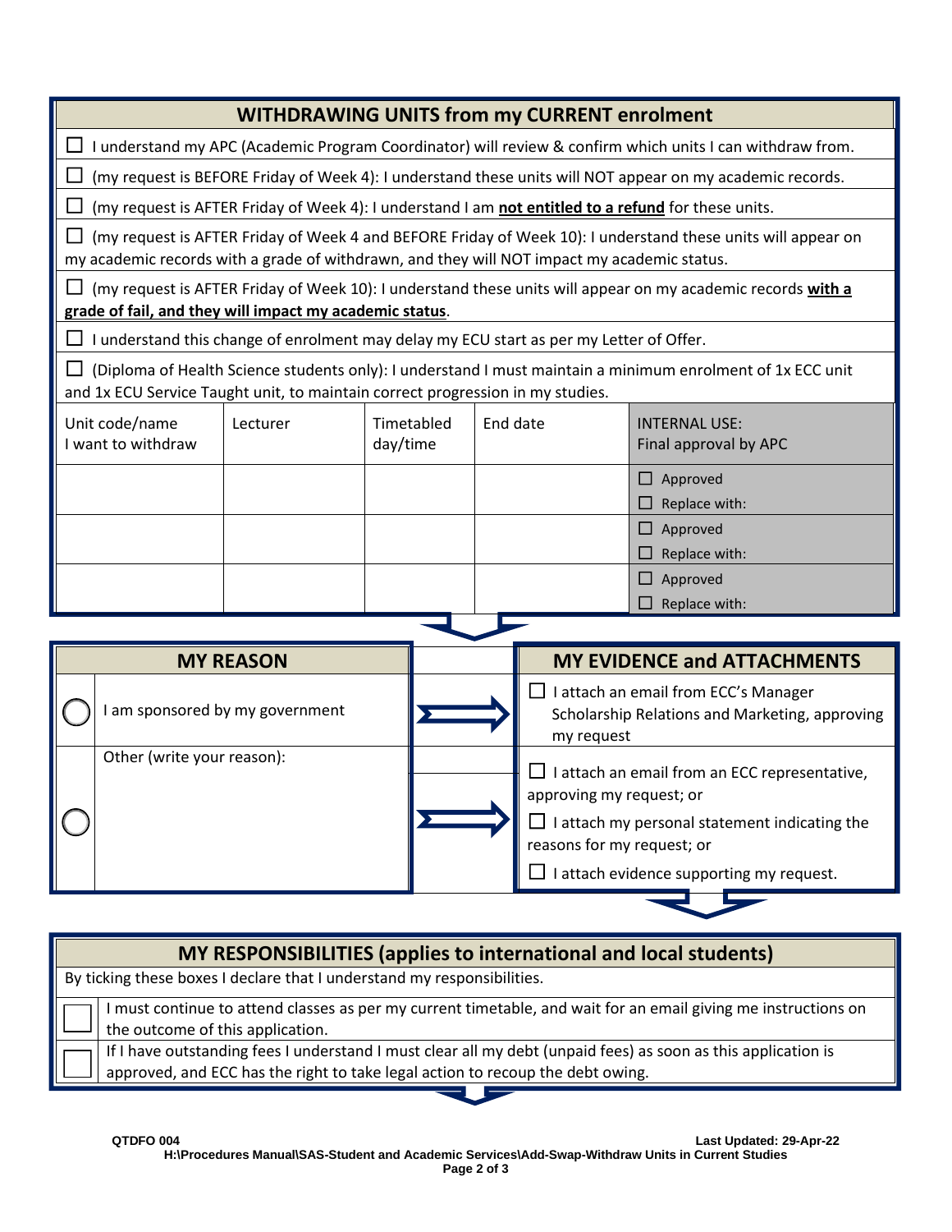## WITHDRAWING UNITS from my CURRENT enrolment

☐ I understand my APC (Academic Program Coordinator) will review & confirm which units I can withdraw from.

☐ (my request is BEFORE Friday of Week 4): I understand these units will NOT appear on my academic records.

☐ (my request is AFTER Friday of Week 4): I understand I am **not entitled to a refund** for these units.

☐ (my request is AFTER Friday of Week 4 and BEFORE Friday of Week 10): I understand these units will appear on my academic records with a grade of withdrawn, and they will NOT impact my academic status.

☐ (my request is AFTER Friday of Week 10): I understand these units will appear on my academic records **with a grade of fail, and they will impact my academic status**.

☐ I understand this change of enrolment may delay my ECU start as per my Letter of Offer.

☐ (Diploma of Health Science students only): I understand I must maintain a minimum enrolment of 1x ECC unit and 1x ECU Service Taught unit, to maintain correct progression in my studies.

| Unit code/name I want to withdraw | Lecturer | Timetabled day/time | End date | INTERNAL USE: Final approval by APC |
|---|---|---|---|---|
| | | | | ☐ Approved ☐ Replace with: |
| | | | | ☐ Approved ☐ Replace with: |
| | | | | ☐ Approved ☐ Replace with: |

| MY REASON | MY EVIDENCE and ATTACHMENTS |
|---|---|
| ◯ I am sponsored by my government | ☐ I attach an email from ECC's Manager Scholarship Relations and Marketing, approving my request |
| ◯ Other (write your reason): | ☐ I attach an email from an ECC representative, approving my request; or ☐ I attach my personal statement indicating the reasons for my request; or ☐ I attach evidence supporting my request. |

## MY RESPONSIBILITIES (applies to international and local students)

By ticking these boxes I declare that I understand my responsibilities.

☐ I must continue to attend classes as per my current timetable, and wait for an email giving me instructions on the outcome of this application.

☐ If I have outstanding fees I understand I must clear all my debt (unpaid fees) as soon as this application is approved, and ECC has the right to take legal action to recoup the debt owing.

QTDFO 004 Last Updated: 29-Apr-22
H:\Procedures Manual\SAS-Student and Academic Services\Add-Swap-Withdraw Units in Current Studies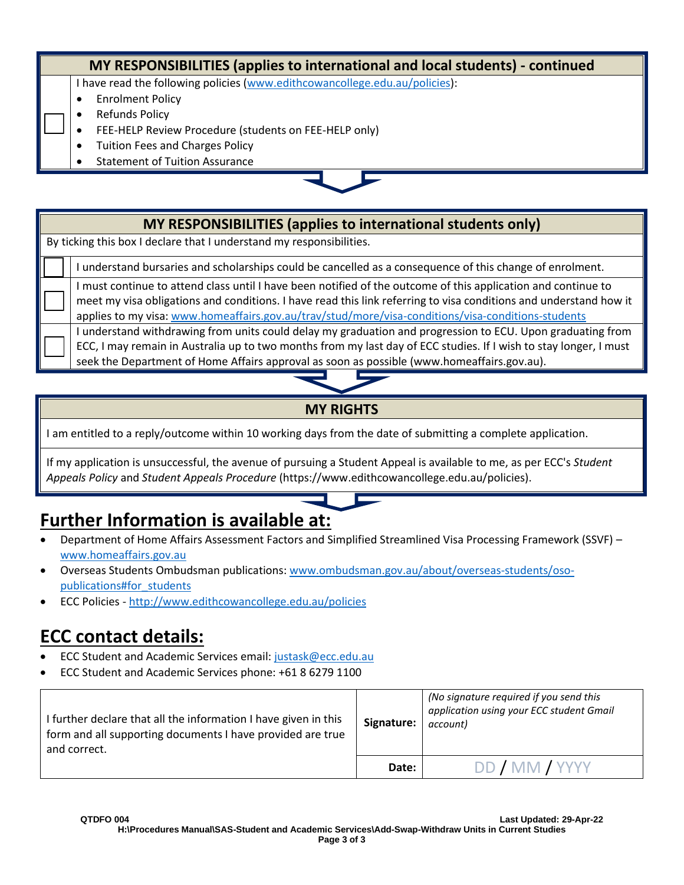## MY RESPONSIBILITIES (applies to international and local students) - continued

| | |
|---|---|
| ☐ | I have read the following policies (www.edithcowancollege.edu.au/policies): <br>• Enrolment Policy <br>• Refunds Policy <br>• FEE-HELP Review Procedure (students on FEE-HELP only) <br>• Tuition Fees and Charges Policy <br>• Statement of Tuition Assurance |

## MY RESPONSIBILITIES (applies to international students only)

By ticking this box I declare that I understand my responsibilities.

| | |
|---|---|
| ☐ | I understand bursaries and scholarships could be cancelled as a consequence of this change of enrolment. |
| ☐ | I must continue to attend class until I have been notified of the outcome of this application and continue to meet my visa obligations and conditions. I have read this link referring to visa conditions and understand how it applies to my visa: www.homeaffairs.gov.au/trav/stud/more/visa-conditions/visa-conditions-students |
| ☐ | I understand withdrawing from units could delay my graduation and progression to ECU. Upon graduating from ECC, I may remain in Australia up to two months from my last day of ECC studies. If I wish to stay longer, I must seek the Department of Home Affairs approval as soon as possible (www.homeaffairs.gov.au). |

## MY RIGHTS

I am entitled to a reply/outcome within 10 working days from the date of submitting a complete application.

If my application is unsuccessful, the avenue of pursuing a Student Appeal is available to me, as per ECC's *Student Appeals Policy* and *Student Appeals Procedure* (https://www.edithcowancollege.edu.au/policies).

## Further Information is available at:

- Department of Home Affairs Assessment Factors and Simplified Streamlined Visa Processing Framework (SSVF) – www.homeaffairs.gov.au
- Overseas Students Ombudsman publications: www.ombudsman.gov.au/about/overseas-students/oso-publications#for_students
- ECC Policies - http://www.edithcowancollege.edu.au/policies

## ECC contact details:

- ECC Student and Academic Services email: justask@ecc.edu.au
- ECC Student and Academic Services phone: +61 8 6279 1100

| | | |
|---|---|---|
| I further declare that all the information I have given in this form and all supporting documents I have provided are true and correct. | **Signature:** | *(No signature required if you send this application using your ECC student Gmail account)* |
| | **Date:** | DD / MM / YYYY |

QTDFO 004 Last Updated: 29-Apr-22
H:\Procedures Manual\SAS-Student and Academic Services\Add-Swap-Withdraw Units in Current Studies